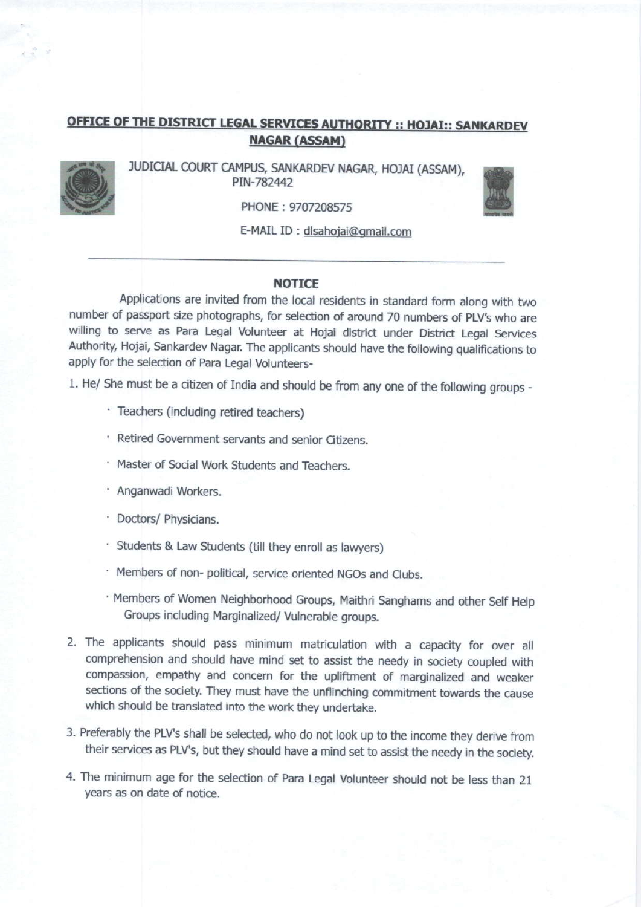**OFFICE OF THE DISTRICT LEGAL SERVICES AUTHORITY :: HOJAI:: SANKARDEV NAGAR (ASSAM)**

JUDICIAL COURT CAMPUS, SANKARDEV NAGAR, HOJAI (ASSAM), PIN-782442

PHONE : 9707208575

E-MAIL ID : dlsahojai@gmail.com

---

**NOTICE**

Applications are invited from the local residents in standard form along with two number of passport size photographs, for selection of around 70 numbers of PLV's who are willing to serve as Para Legal Volunteer at Hojai district under District Legal Services Authority, Hojai, Sankardev Nagar. The applicants should have the following qualifications to apply for the selection of Para Legal Volunteers-

1. He/ She must be a citizen of India and should be from any one of the following groups -
   - Teachers (including retired teachers)
   - Retired Government servants and senior Citizens.
   - Master of Social Work Students and Teachers.
   - Anganwadi Workers.
   - Doctors/ Physicians.
   - Students & Law Students (till they enroll as lawyers)
   - Members of non- political, service oriented NGOs and Clubs.
   - Members of Women Neighborhood Groups, Maithri Sanghams and other Self Help Groups including Marginalized/ Vulnerable groups.
2. The applicants should pass minimum matriculation with a capacity for over all comprehension and should have mind set to assist the needy in society coupled with compassion, empathy and concern for the upliftment of marginalized and weaker sections of the society. They must have the unflinching commitment towards the cause which should be translated into the work they undertake.
3. Preferably the PLV's shall be selected, who do not look up to the income they derive from their services as PLV's, but they should have a mind set to assist the needy in the society.
4. The minimum age for the selection of Para Legal Volunteer should not be less than 21 years as on date of notice.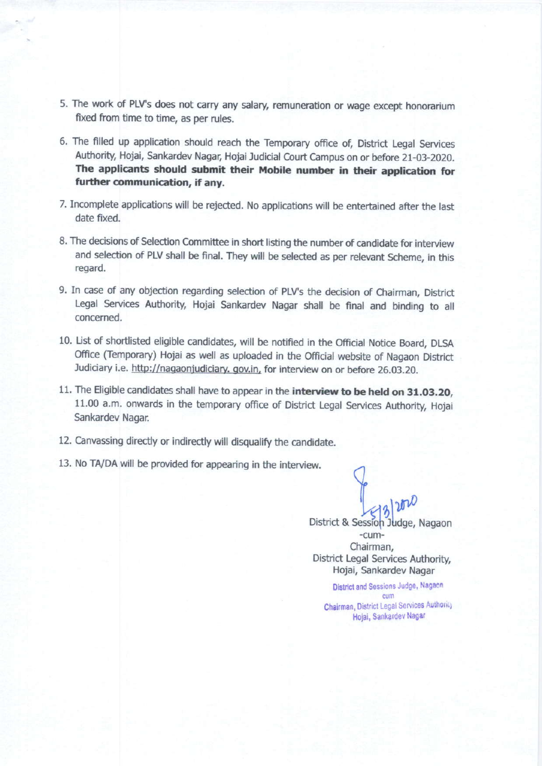5. The work of PLV's does not carry any salary, remuneration or wage except honorarium fixed from time to time, as per rules.

6. The filled up application should reach the Temporary office of, District Legal Services Authority, Hojai, Sankardev Nagar, Hojai Judicial Court Campus on or before 21-03-2020. **The applicants should submit their Mobile number in their application for further communication, if any.**

7. Incomplete applications will be rejected. No applications will be entertained after the last date fixed.

8. The decisions of Selection Committee in short listing the number of candidate for interview and selection of PLV shall be final. They will be selected as per relevant Scheme, in this regard.

9. In case of any objection regarding selection of PLV's the decision of Chairman, District Legal Services Authority, Hojai Sankardev Nagar shall be final and binding to all concerned.

10. List of shortlisted eligible candidates, will be notified in the Official Notice Board, DLSA Office (Temporary) Hojai as well as uploaded in the Official website of Nagaon District Judiciary i.e. http://nagaonjudiciary. gov.in, for interview on or before 26.03.20.

11. The Eligible candidates shall have to appear in the **interview to be held on 31.03.20**, 11.00 a.m. onwards in the temporary office of District Legal Services Authority, Hojai Sankardev Nagar.

12. Canvassing directly or indirectly will disqualify the candidate.

13. No TA/DA will be provided for appearing in the interview.

5/3/2020

District & Session Judge, Nagaon
-cum-
Chairman,
District Legal Services Authority,
Hojai, Sankardev Nagar

District and Sessions Judge, Nagaon
cum
Chairman, District Legal Services Authority
Hojai, Sankardev Nagar